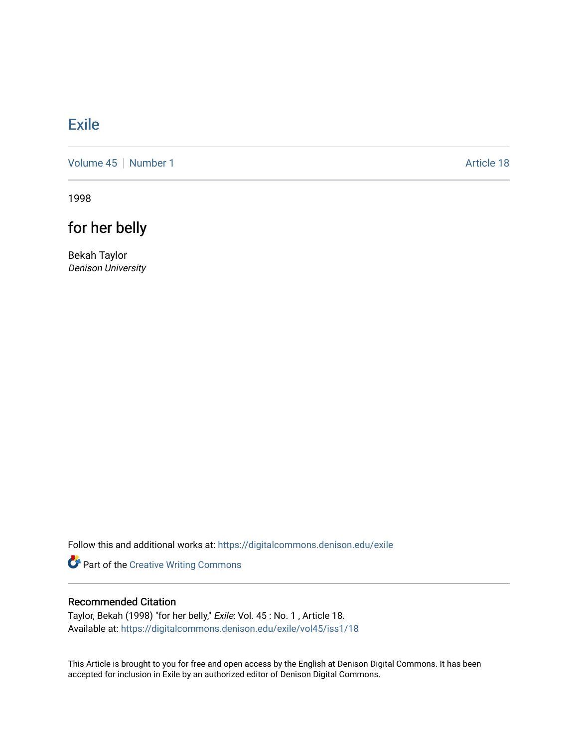# Exile

Volume 45 | Number 1 | Article 18

1998

## for her belly

Bekah Taylor
*Denison University*

Follow this and additional works at: https://digitalcommons.denison.edu/exile

Part of the Creative Writing Commons

### Recommended Citation

Taylor, Bekah (1998) "for her belly," *Exile*: Vol. 45 : No. 1 , Article 18.
Available at: https://digitalcommons.denison.edu/exile/vol45/iss1/18

This Article is brought to you for free and open access by the English at Denison Digital Commons. It has been accepted for inclusion in Exile by an authorized editor of Denison Digital Commons.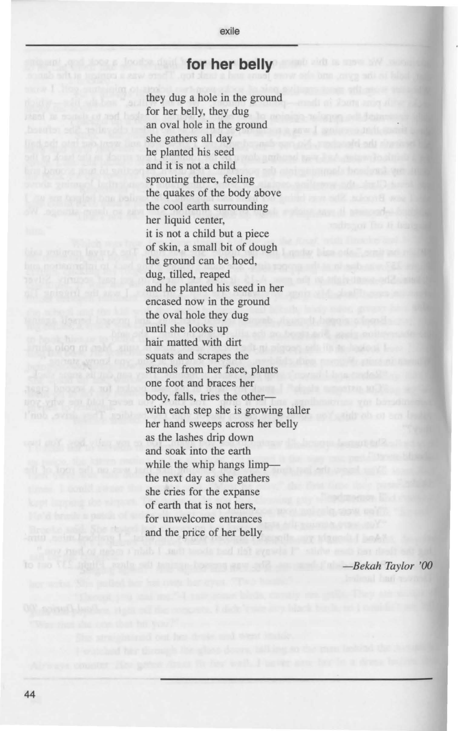## for her belly

they dug a hole in the ground  
for her belly, they dug  
an oval hole in the ground  
she gathers all day  
he planted his seed  
and it is not a child  
sprouting there, feeling  
the quakes of the body above  
the cool earth surrounding  
her liquid center,  
it is not a child but a piece  
of skin, a small bit of dough  
the ground can be hoed,  
dug, tilled, reaped  
and he planted his seed in her  
encased now in the ground  
the oval hole they dug  
until she looks up  
hair matted with dirt  
squats and scrapes the  
strands from her face, plants  
one foot and braces her  
body, falls, tries the other—  
with each step she is growing taller  
her hand sweeps across her belly  
as the lashes drip down  
and soak into the earth  
while the whip hangs limp—  
the next day as she gathers  
she cries for the expanse  
of earth that is not hers,  
for unwelcome entrances  
and the price of her belly

*—Bekah Taylor '00*